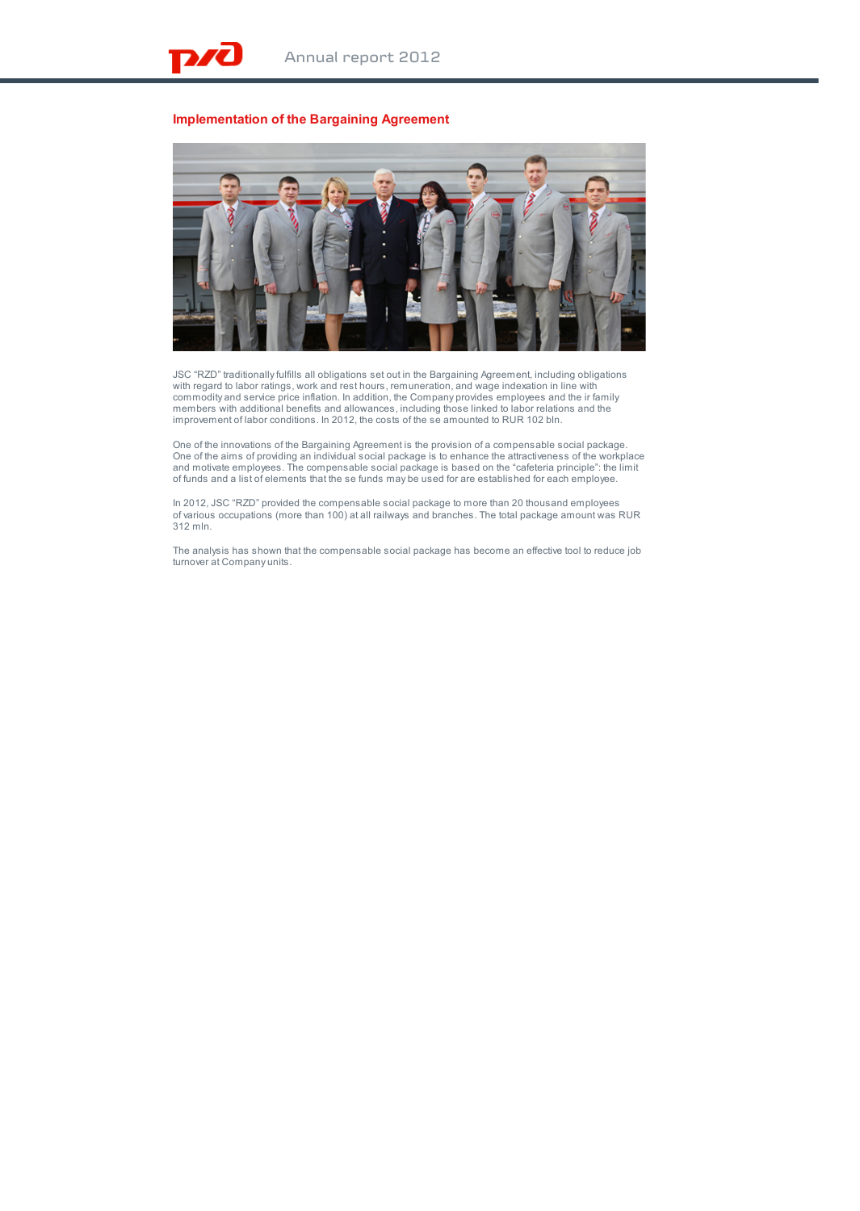## Implementation of the Bargaining Agreement

JSC "RZD" traditionally fulfills all obligations set out in the Bargaining Agreement, including obligations with regard to labor ratings, work and rest hours, remuneration, and wage indexation in line with commodity and service price inflation. In addition, the Company provides employees and their family members with additional benefits and allowances, including those linked to labor relations and the improvement of labor conditions. In 2012, the costs of these amounted to RUR 102 bln.

One of the innovations of the Bargaining Agreement is the provision of a compensable social package. One of the aims of providing an individual social package is to enhance the attractiveness of the workplace and motivate employees. The compensable social package is based on the "cafeteria principle": the limit of funds and a list of elements that these funds may be used for are established for each employee.

In 2012, JSC "RZD" provided the compensable social package to more than 20 thousand employees of various occupations (more than 100) at all railways and branches. The total package amount was RUR 312 mln.

The analysis has shown that the compensable social package has become an effective tool to reduce job turnover at Company units.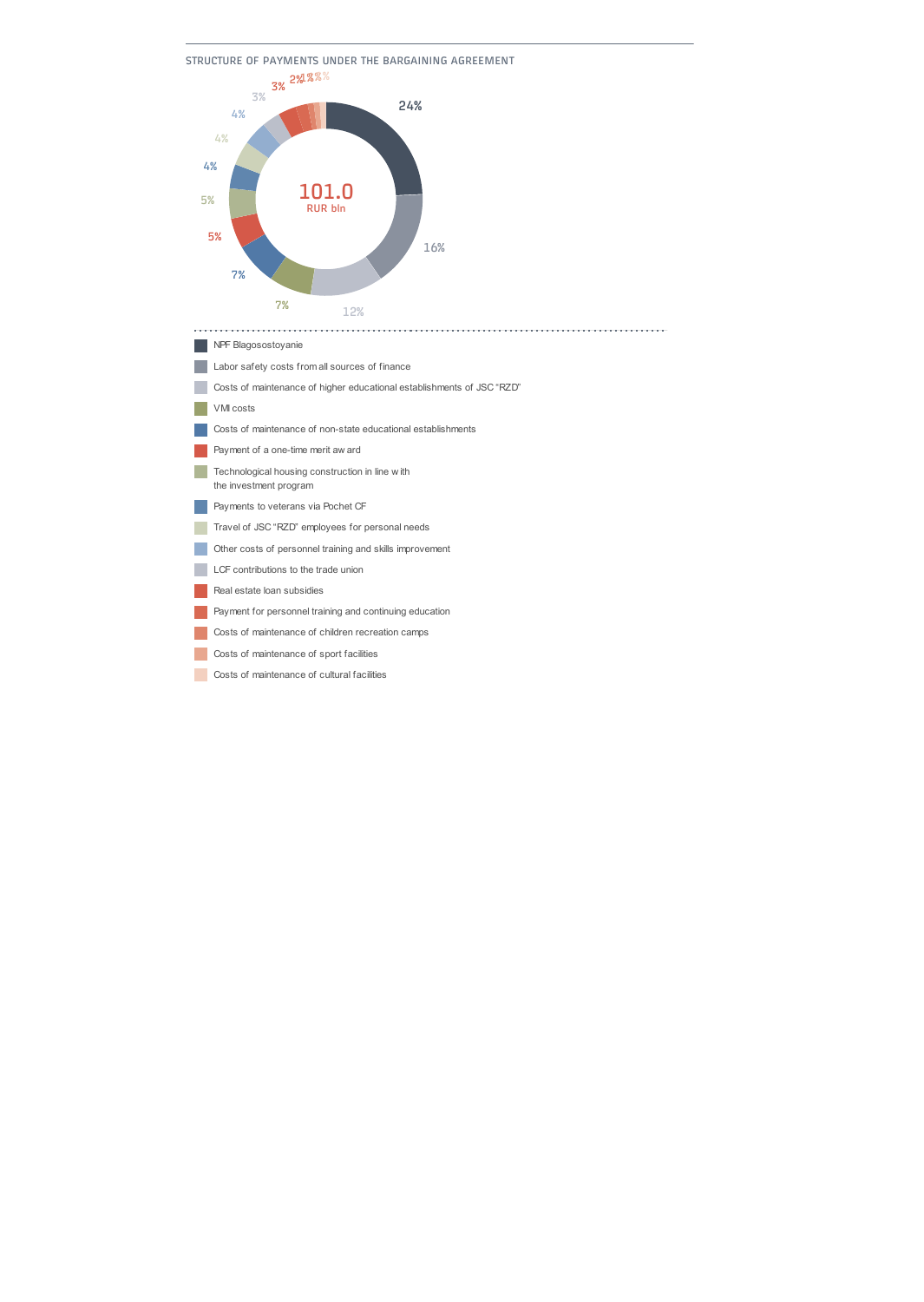STRUCTURE OF PAYMENTS UNDER THE BARGAINING AGREEMENT

101.0
RUR bln

24%
16%
12%
7%
7%
5%
5%
4%
4%
4%
3%
3%
2%
1%
1%
1%

- NPF Blagosostoyanie
- Labor safety costs from all sources of finance
- Costs of maintenance of higher educational establishments of JSC "RZD"
- VMI costs
- Costs of maintenance of non-state educational establishments
- Payment of a one-time merit award
- Technological housing construction in line with the investment program
- Payments to veterans via Pochet CF
- Travel of JSC "RZD" employees for personal needs
- Other costs of personnel training and skills improvement
- LCF contributions to the trade union
- Real estate loan subsidies
- Payment for personnel training and continuing education
- Costs of maintenance of children recreation camps
- Costs of maintenance of sport facilities
- Costs of maintenance of cultural facilities